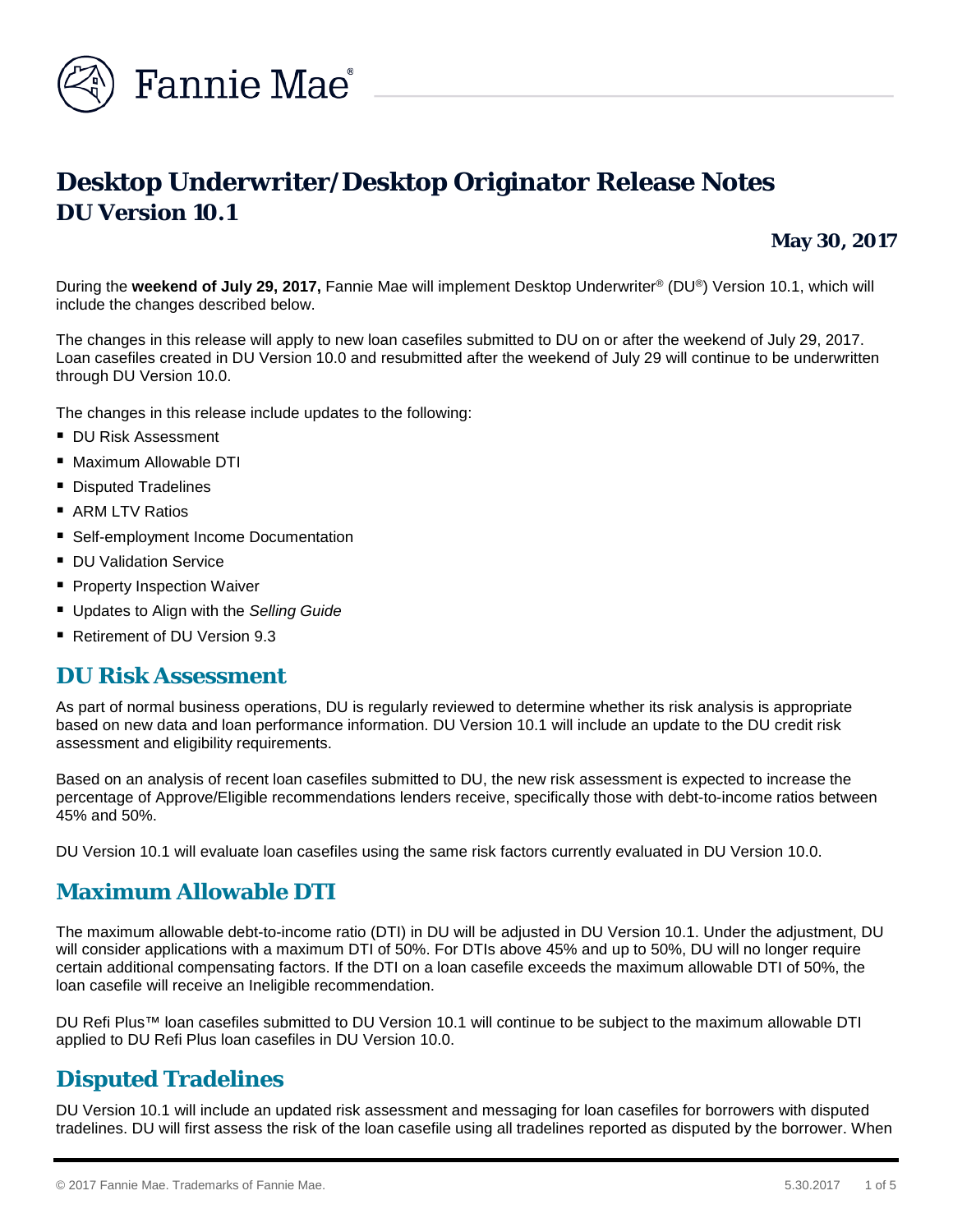Fannie Mae®

# Desktop Underwriter/Desktop Originator Release Notes
## DU Version 10.1

**May 30, 2017**

During the **weekend of July 29, 2017,** Fannie Mae will implement Desktop Underwriter® (DU®) Version 10.1, which will include the changes described below.

The changes in this release will apply to new loan casefiles submitted to DU on or after the weekend of July 29, 2017. Loan casefiles created in DU Version 10.0 and resubmitted after the weekend of July 29 will continue to be underwritten through DU Version 10.0.

The changes in this release include updates to the following:

- DU Risk Assessment
- Maximum Allowable DTI
- Disputed Tradelines
- ARM LTV Ratios
- Self-employment Income Documentation
- DU Validation Service
- Property Inspection Waiver
- Updates to Align with the *Selling Guide*
- Retirement of DU Version 9.3

## DU Risk Assessment

As part of normal business operations, DU is regularly reviewed to determine whether its risk analysis is appropriate based on new data and loan performance information. DU Version 10.1 will include an update to the DU credit risk assessment and eligibility requirements.

Based on an analysis of recent loan casefiles submitted to DU, the new risk assessment is expected to increase the percentage of Approve/Eligible recommendations lenders receive, specifically those with debt-to-income ratios between 45% and 50%.

DU Version 10.1 will evaluate loan casefiles using the same risk factors currently evaluated in DU Version 10.0.

## Maximum Allowable DTI

The maximum allowable debt-to-income ratio (DTI) in DU will be adjusted in DU Version 10.1. Under the adjustment, DU will consider applications with a maximum DTI of 50%. For DTIs above 45% and up to 50%, DU will no longer require certain additional compensating factors. If the DTI on a loan casefile exceeds the maximum allowable DTI of 50%, the loan casefile will receive an Ineligible recommendation.

DU Refi Plus™ loan casefiles submitted to DU Version 10.1 will continue to be subject to the maximum allowable DTI applied to DU Refi Plus loan casefiles in DU Version 10.0.

## Disputed Tradelines

DU Version 10.1 will include an updated risk assessment and messaging for loan casefiles for borrowers with disputed tradelines. DU will first assess the risk of the loan casefile using all tradelines reported as disputed by the borrower. When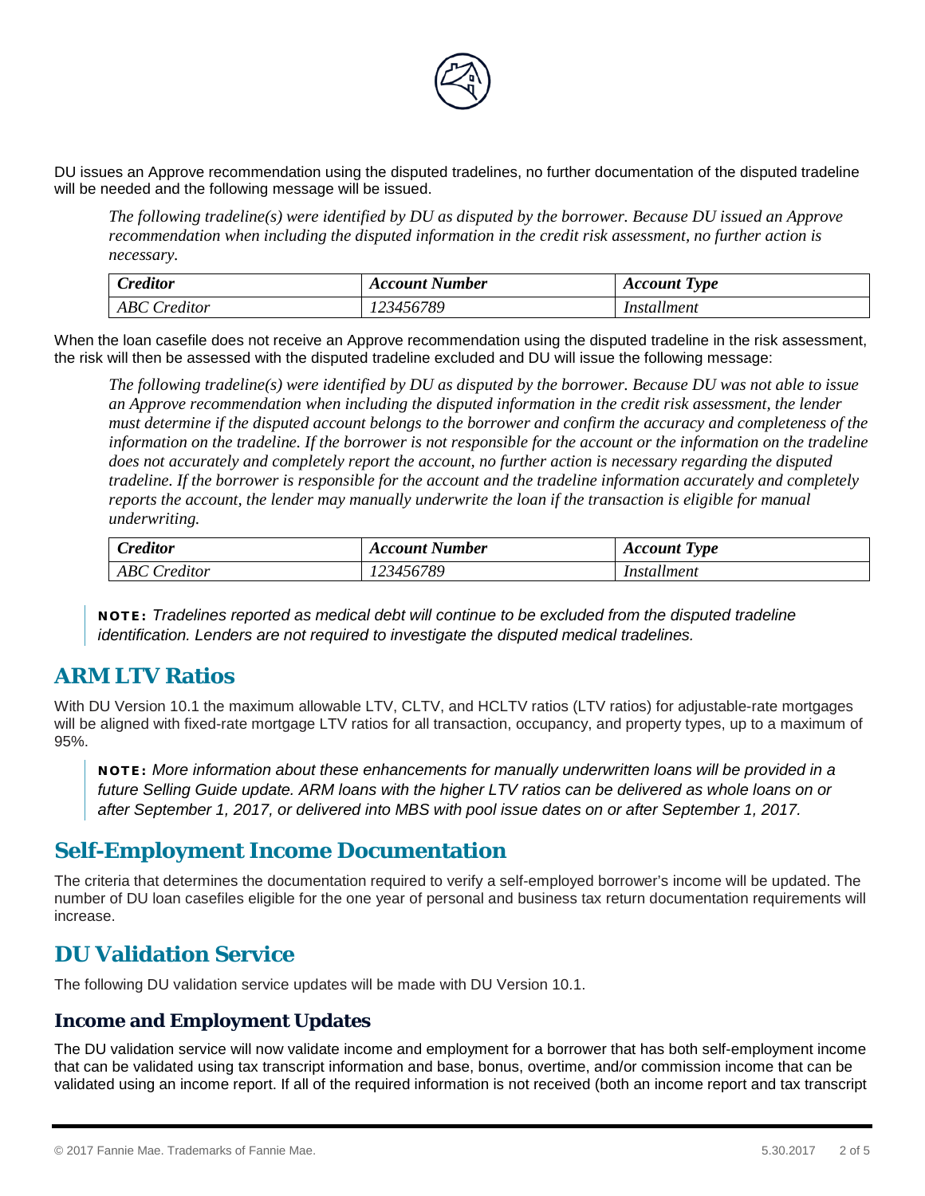DU issues an Approve recommendation using the disputed tradelines, no further documentation of the disputed tradeline will be needed and the following message will be issued.

> *The following tradeline(s) were identified by DU as disputed by the borrower. Because DU issued an Approve recommendation when including the disputed information in the credit risk assessment, no further action is necessary.*

| *Creditor* | *Account Number* | *Account Type* |
|---|---|---|
| *ABC Creditor* | *123456789* | *Installment* |

When the loan casefile does not receive an Approve recommendation using the disputed tradeline in the risk assessment, the risk will then be assessed with the disputed tradeline excluded and DU will issue the following message:

> *The following tradeline(s) were identified by DU as disputed by the borrower. Because DU was not able to issue an Approve recommendation when including the disputed information in the credit risk assessment, the lender must determine if the disputed account belongs to the borrower and confirm the accuracy and completeness of the information on the tradeline. If the borrower is not responsible for the account or the information on the tradeline does not accurately and completely report the account, no further action is necessary regarding the disputed tradeline. If the borrower is responsible for the account and the tradeline information accurately and completely reports the account, the lender may manually underwrite the loan if the transaction is eligible for manual underwriting.*

| *Creditor* | *Account Number* | *Account Type* |
|---|---|---|
| *ABC Creditor* | *123456789* | *Installment* |

> **NOTE:** *Tradelines reported as medical debt will continue to be excluded from the disputed tradeline identification. Lenders are not required to investigate the disputed medical tradelines.*

## ARM LTV Ratios

With DU Version 10.1 the maximum allowable LTV, CLTV, and HCLTV ratios (LTV ratios) for adjustable-rate mortgages will be aligned with fixed-rate mortgage LTV ratios for all transaction, occupancy, and property types, up to a maximum of 95%.

> **NOTE:** *More information about these enhancements for manually underwritten loans will be provided in a future Selling Guide update. ARM loans with the higher LTV ratios can be delivered as whole loans on or after September 1, 2017, or delivered into MBS with pool issue dates on or after September 1, 2017.*

## Self-Employment Income Documentation

The criteria that determines the documentation required to verify a self-employed borrower's income will be updated. The number of DU loan casefiles eligible for the one year of personal and business tax return documentation requirements will increase.

## DU Validation Service

The following DU validation service updates will be made with DU Version 10.1.

### Income and Employment Updates

The DU validation service will now validate income and employment for a borrower that has both self-employment income that can be validated using tax transcript information and base, bonus, overtime, and/or commission income that can be validated using an income report. If all of the required information is not received (both an income report and tax transcript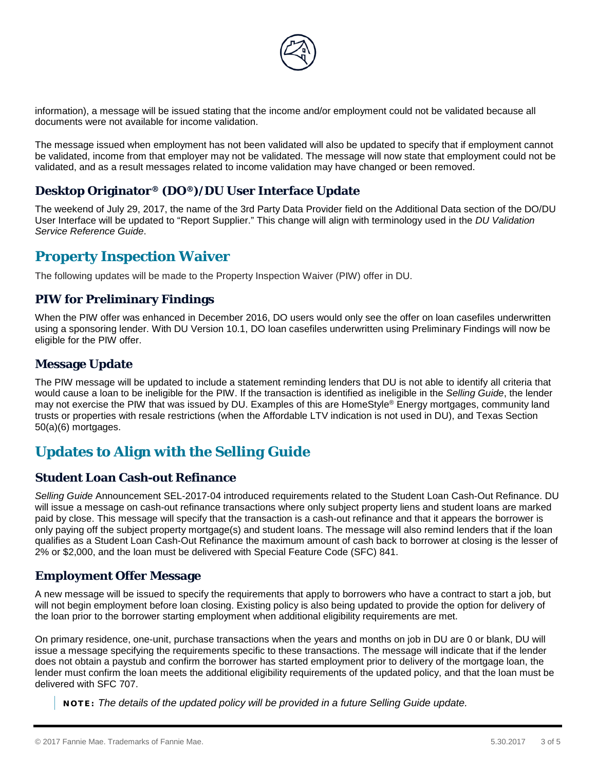information), a message will be issued stating that the income and/or employment could not be validated because all documents were not available for income validation.

The message issued when employment has not been validated will also be updated to specify that if employment cannot be validated, income from that employer may not be validated. The message will now state that employment could not be validated, and as a result messages related to income validation may have changed or been removed.

### Desktop Originator® (DO®)/DU User Interface Update

The weekend of July 29, 2017, the name of the 3rd Party Data Provider field on the Additional Data section of the DO/DU User Interface will be updated to "Report Supplier." This change will align with terminology used in the *DU Validation Service Reference Guide*.

## Property Inspection Waiver

The following updates will be made to the Property Inspection Waiver (PIW) offer in DU.

### PIW for Preliminary Findings

When the PIW offer was enhanced in December 2016, DO users would only see the offer on loan casefiles underwritten using a sponsoring lender. With DU Version 10.1, DO loan casefiles underwritten using Preliminary Findings will now be eligible for the PIW offer.

### Message Update

The PIW message will be updated to include a statement reminding lenders that DU is not able to identify all criteria that would cause a loan to be ineligible for the PIW. If the transaction is identified as ineligible in the *Selling Guide*, the lender may not exercise the PIW that was issued by DU. Examples of this are HomeStyle® Energy mortgages, community land trusts or properties with resale restrictions (when the Affordable LTV indication is not used in DU), and Texas Section 50(a)(6) mortgages.

## Updates to Align with the Selling Guide

### Student Loan Cash-out Refinance

*Selling Guide* Announcement SEL-2017-04 introduced requirements related to the Student Loan Cash-Out Refinance. DU will issue a message on cash-out refinance transactions where only subject property liens and student loans are marked paid by close. This message will specify that the transaction is a cash-out refinance and that it appears the borrower is only paying off the subject property mortgage(s) and student loans. The message will also remind lenders that if the loan qualifies as a Student Loan Cash-Out Refinance the maximum amount of cash back to borrower at closing is the lesser of 2% or $2,000, and the loan must be delivered with Special Feature Code (SFC) 841.

### Employment Offer Message

A new message will be issued to specify the requirements that apply to borrowers who have a contract to start a job, but will not begin employment before loan closing. Existing policy is also being updated to provide the option for delivery of the loan prior to the borrower starting employment when additional eligibility requirements are met.

On primary residence, one-unit, purchase transactions when the years and months on job in DU are 0 or blank, DU will issue a message specifying the requirements specific to these transactions. The message will indicate that if the lender does not obtain a paystub and confirm the borrower has started employment prior to delivery of the mortgage loan, the lender must confirm the loan meets the additional eligibility requirements of the updated policy, and that the loan must be delivered with SFC 707.

> **NOTE:** *The details of the updated policy will be provided in a future Selling Guide update.*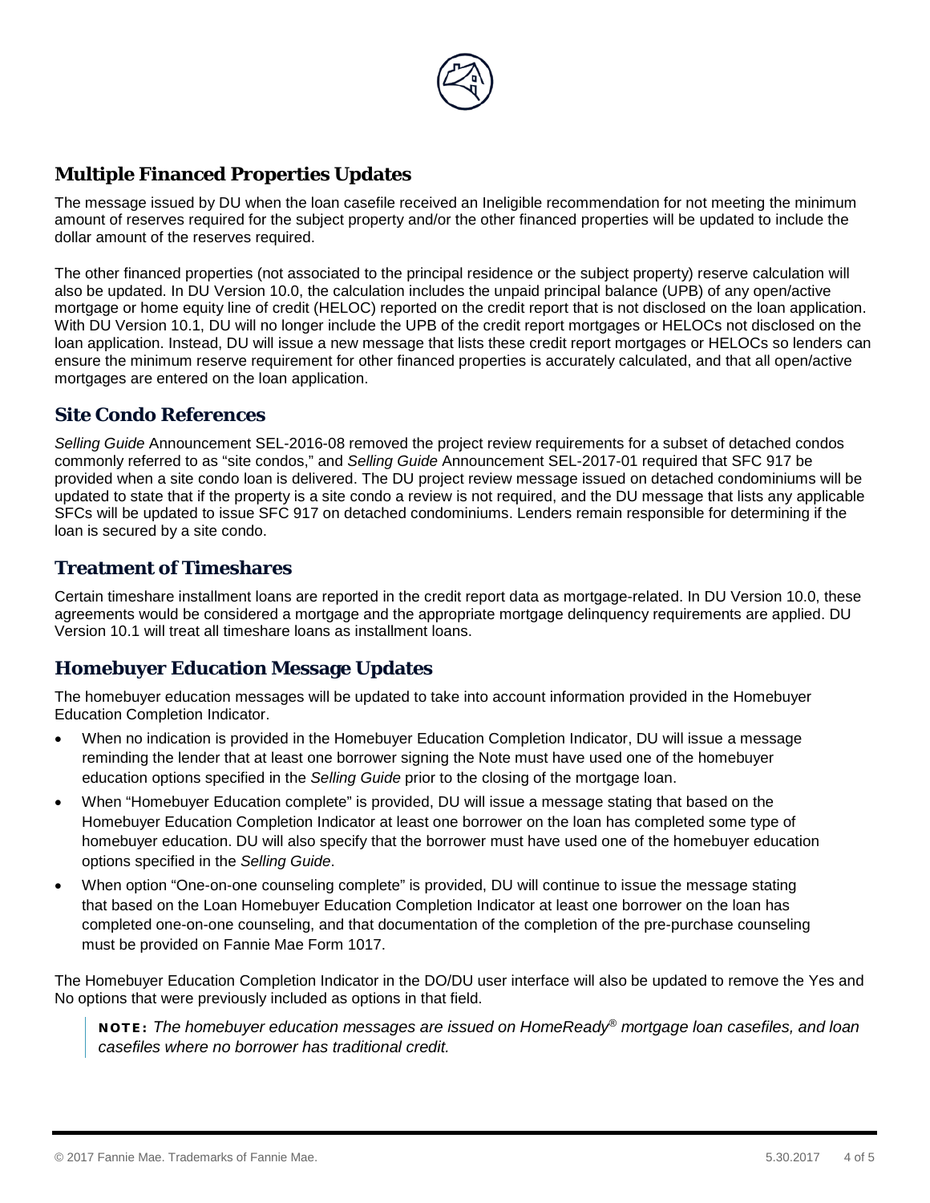## Multiple Financed Properties Updates

The message issued by DU when the loan casefile received an Ineligible recommendation for not meeting the minimum amount of reserves required for the subject property and/or the other financed properties will be updated to include the dollar amount of the reserves required.

The other financed properties (not associated to the principal residence or the subject property) reserve calculation will also be updated. In DU Version 10.0, the calculation includes the unpaid principal balance (UPB) of any open/active mortgage or home equity line of credit (HELOC) reported on the credit report that is not disclosed on the loan application. With DU Version 10.1, DU will no longer include the UPB of the credit report mortgages or HELOCs not disclosed on the loan application. Instead, DU will issue a new message that lists these credit report mortgages or HELOCs so lenders can ensure the minimum reserve requirement for other financed properties is accurately calculated, and that all open/active mortgages are entered on the loan application.

## Site Condo References

*Selling Guide* Announcement SEL-2016-08 removed the project review requirements for a subset of detached condos commonly referred to as "site condos," and *Selling Guide* Announcement SEL-2017-01 required that SFC 917 be provided when a site condo loan is delivered. The DU project review message issued on detached condominiums will be updated to state that if the property is a site condo a review is not required, and the DU message that lists any applicable SFCs will be updated to issue SFC 917 on detached condominiums. Lenders remain responsible for determining if the loan is secured by a site condo.

## Treatment of Timeshares

Certain timeshare installment loans are reported in the credit report data as mortgage-related. In DU Version 10.0, these agreements would be considered a mortgage and the appropriate mortgage delinquency requirements are applied. DU Version 10.1 will treat all timeshare loans as installment loans.

## Homebuyer Education Message Updates

The homebuyer education messages will be updated to take into account information provided in the Homebuyer Education Completion Indicator.

- When no indication is provided in the Homebuyer Education Completion Indicator, DU will issue a message reminding the lender that at least one borrower signing the Note must have used one of the homebuyer education options specified in the *Selling Guide* prior to the closing of the mortgage loan.
- When "Homebuyer Education complete" is provided, DU will issue a message stating that based on the Homebuyer Education Completion Indicator at least one borrower on the loan has completed some type of homebuyer education. DU will also specify that the borrower must have used one of the homebuyer education options specified in the *Selling Guide*.
- When option "One-on-one counseling complete" is provided, DU will continue to issue the message stating that based on the Loan Homebuyer Education Completion Indicator at least one borrower on the loan has completed one-on-one counseling, and that documentation of the completion of the pre-purchase counseling must be provided on Fannie Mae Form 1017.

The Homebuyer Education Completion Indicator in the DO/DU user interface will also be updated to remove the Yes and No options that were previously included as options in that field.

> **NOTE:** *The homebuyer education messages are issued on HomeReady® mortgage loan casefiles, and loan casefiles where no borrower has traditional credit.*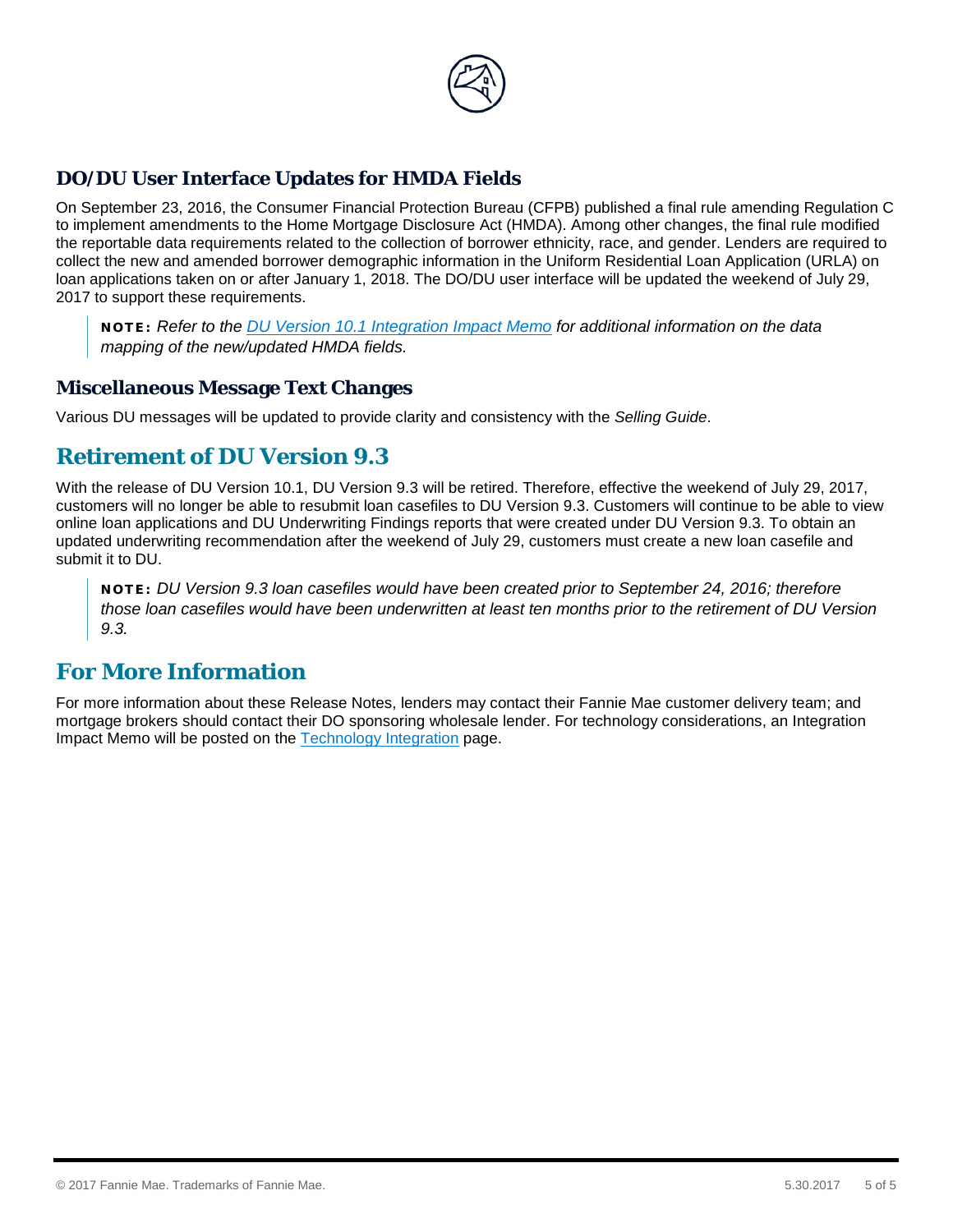### DO/DU User Interface Updates for HMDA Fields

On September 23, 2016, the Consumer Financial Protection Bureau (CFPB) published a final rule amending Regulation C to implement amendments to the Home Mortgage Disclosure Act (HMDA). Among other changes, the final rule modified the reportable data requirements related to the collection of borrower ethnicity, race, and gender. Lenders are required to collect the new and amended borrower demographic information in the Uniform Residential Loan Application (URLA) on loan applications taken on or after January 1, 2018. The DO/DU user interface will be updated the weekend of July 29, 2017 to support these requirements.

> **NOTE:** *Refer to the DU Version 10.1 Integration Impact Memo for additional information on the data mapping of the new/updated HMDA fields.*

### Miscellaneous Message Text Changes

Various DU messages will be updated to provide clarity and consistency with the *Selling Guide*.

## Retirement of DU Version 9.3

With the release of DU Version 10.1, DU Version 9.3 will be retired. Therefore, effective the weekend of July 29, 2017, customers will no longer be able to resubmit loan casefiles to DU Version 9.3. Customers will continue to be able to view online loan applications and DU Underwriting Findings reports that were created under DU Version 9.3. To obtain an updated underwriting recommendation after the weekend of July 29, customers must create a new loan casefile and submit it to DU.

> **NOTE:** *DU Version 9.3 loan casefiles would have been created prior to September 24, 2016; therefore those loan casefiles would have been underwritten at least ten months prior to the retirement of DU Version 9.3.*

## For More Information

For more information about these Release Notes, lenders may contact their Fannie Mae customer delivery team; and mortgage brokers should contact their DO sponsoring wholesale lender. For technology considerations, an Integration Impact Memo will be posted on the Technology Integration page.

© 2017 Fannie Mae. Trademarks of Fannie Mae.